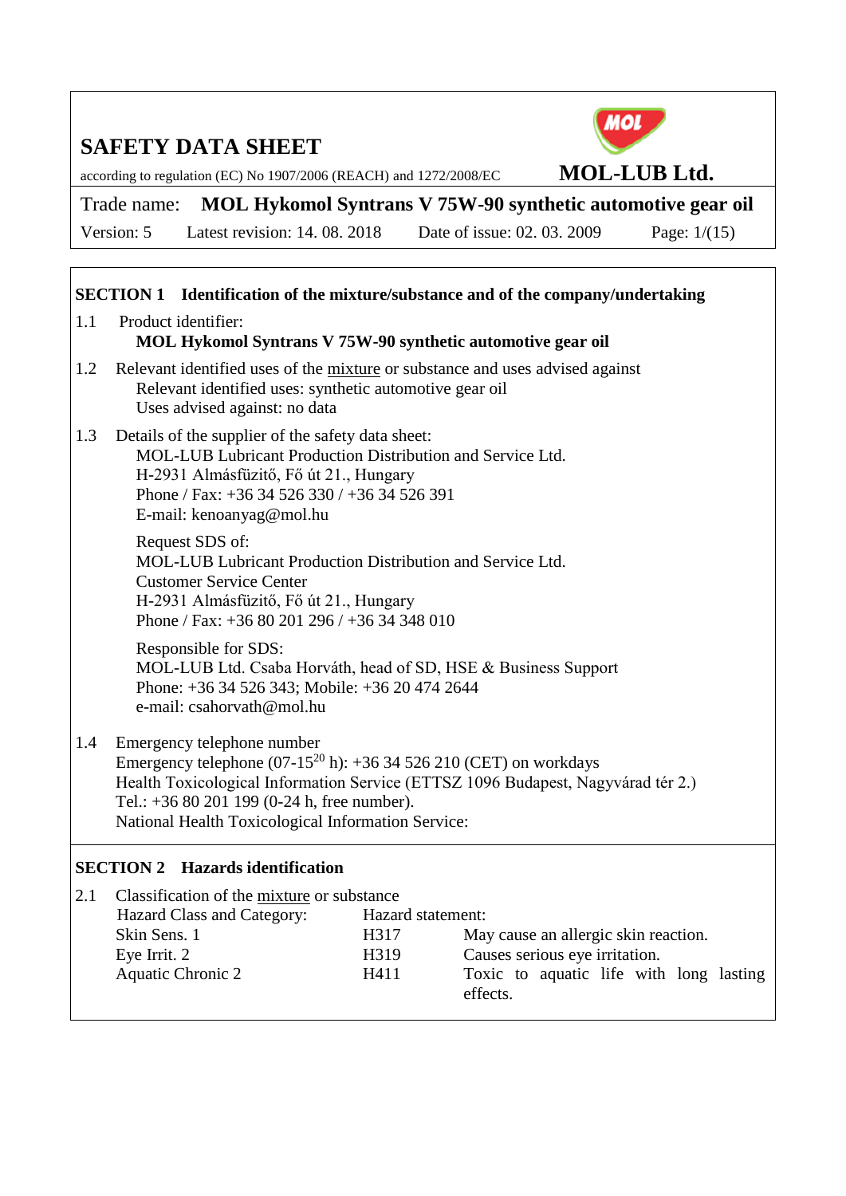# SAFETY DATA SHEET

according to regulation (EC) No 1907/2006 (REACH) and 1272/2008/EC

**MOL-LUB Ltd.**

Trade name: **MOL Hykomol Syntrans V 75W-90 synthetic automotive gear oil**

Version: 5 Latest revision: 14. 08. 2018 Date of issue: 02. 03. 2009

## SECTION 1 Identification of the mixture/substance and of the company/undertaking

1.1 Product identifier:

**MOL Hykomol Syntrans V 75W-90 synthetic automotive gear oil**

1.2 Relevant identified uses of the mixture or substance and uses advised against

Relevant identified uses: synthetic automotive gear oil

Uses advised against: no data

1.3 Details of the supplier of the safety data sheet:

MOL-LUB Lubricant Production Distribution and Service Ltd.
H-2931 Almásfüzitő, Fő út 21., Hungary
Phone / Fax: +36 34 526 330 / +36 34 526 391
E-mail: kenoanyag@mol.hu

Request SDS of:
MOL-LUB Lubricant Production Distribution and Service Ltd.
Customer Service Center
H-2931 Almásfüzitő, Fő út 21., Hungary
Phone / Fax: +36 80 201 296 / +36 34 348 010

Responsible for SDS:
MOL-LUB Ltd. Csaba Horváth, head of SD, HSE & Business Support
Phone: +36 34 526 343; Mobile: +36 20 474 2644
e-mail: csahorvath@mol.hu

1.4 Emergency telephone number

Emergency telephone (07-15[20] h): +36 34 526 210 (CET) on workdays
Health Toxicological Information Service (ETTSZ 1096 Budapest, Nagyvárad tér 2.)
Tel.: +36 80 201 199 (0-24 h, free number).
National Health Toxicological Information Service:

## SECTION 2 Hazards identification

2.1 Classification of the mixture or substance

| Hazard Class and Category: | Hazard statement: | |
|---|---|---|
| Skin Sens. 1 | H317 | May cause an allergic skin reaction. |
| Eye Irrit. 2 | H319 | Causes serious eye irritation. |
| Aquatic Chronic 2 | H411 | Toxic to aquatic life with long lasting effects. |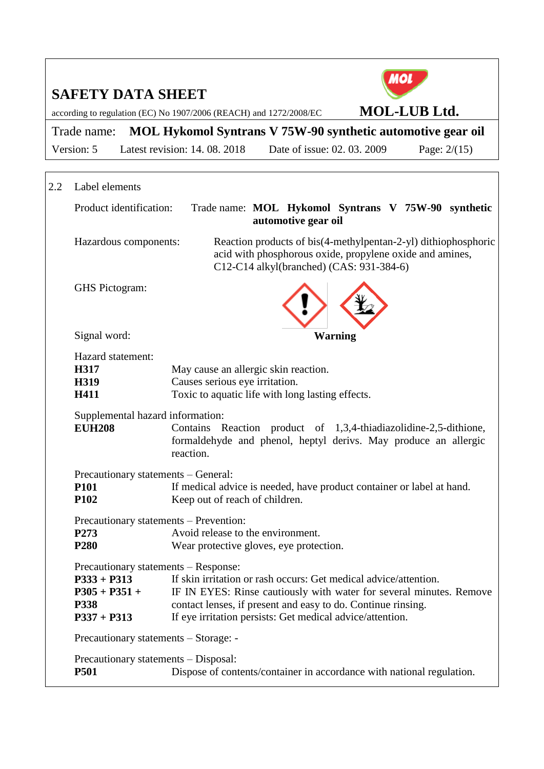## 2.2 Label elements

**Product identification:** Trade name: **MOL Hykomol Syntrans V 75W-90 synthetic automotive gear oil**

**Hazardous components:** Reaction products of bis(4-methylpentan-2-yl) dithiophosphoric acid with phosphorous oxide, propylene oxide and amines, C12-C14 alkyl(branched) (CAS: 931-384-6)

**GHS Pictogram:**

**Signal word:** **Warning**

**Hazard statement:**

| | |
|---|---|
| **H317** | May cause an allergic skin reaction. |
| **H319** | Causes serious eye irritation. |
| **H411** | Toxic to aquatic life with long lasting effects. |

**Supplemental hazard information:**

| | |
|---|---|
| **EUH208** | Contains Reaction product of 1,3,4-thiadiazolidine-2,5-dithione, formaldehyde and phenol, heptyl derivs. May produce an allergic reaction. |

**Precautionary statements – General:**

| | |
|---|---|
| **P101** | If medical advice is needed, have product container or label at hand. |
| **P102** | Keep out of reach of children. |

**Precautionary statements – Prevention:**

| | |
|---|---|
| **P273** | Avoid release to the environment. |
| **P280** | Wear protective gloves, eye protection. |

**Precautionary statements – Response:**

| | |
|---|---|
| **P333 + P313** | If skin irritation or rash occurs: Get medical advice/attention. |
| **P305 + P351 + P338** | IF IN EYES: Rinse cautiously with water for several minutes. Remove contact lenses, if present and easy to do. Continue rinsing. |
| **P337 + P313** | If eye irritation persists: Get medical advice/attention. |

**Precautionary statements – Storage:** -

**Precautionary statements – Disposal:**

| | |
|---|---|
| **P501** | Dispose of contents/container in accordance with national regulation. |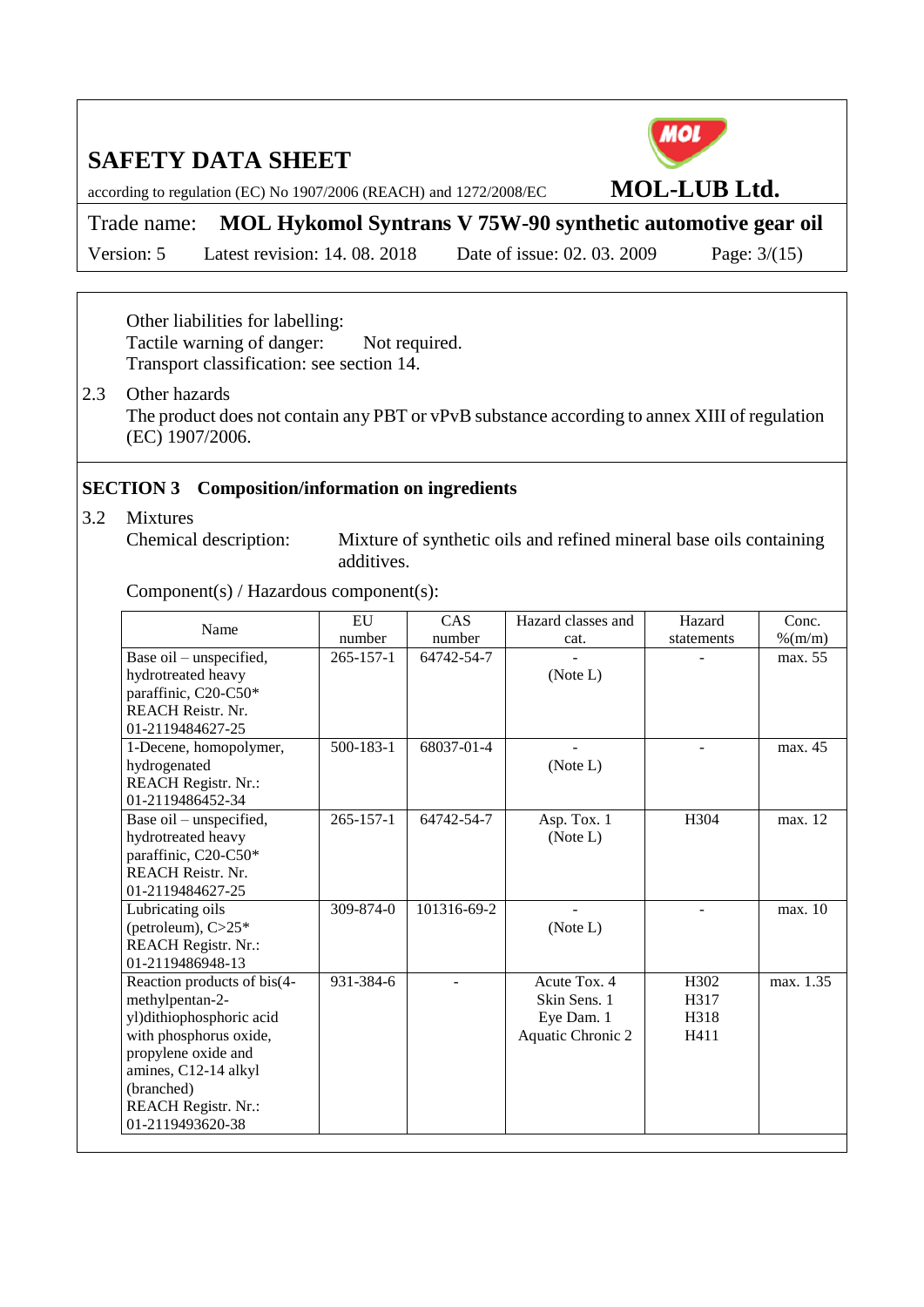Other liabilities for labelling:
Tactile warning of danger: Not required.
Transport classification: see section 14.

2.3 Other hazards

The product does not contain any PBT or vPvB substance according to annex XIII of regulation (EC) 1907/2006.

## SECTION 3 Composition/information on ingredients

3.2 Mixtures

Chemical description: Mixture of synthetic oils and refined mineral base oils containing additives.

Component(s) / Hazardous component(s):

| Name | EU number | CAS number | Hazard classes and cat. | Hazard statements | Conc. %(m/m) |
|---|---|---|---|---|---|
| Base oil – unspecified, hydrotreated heavy paraffinic, C20-C50* REACH Reistr. Nr. 01-2119484627-25 | 265-157-1 | 64742-54-7 | - (Note L) | - | max. 55 |
| 1-Decene, homopolymer, hydrogenated REACH Registr. Nr.: 01-2119486452-34 | 500-183-1 | 68037-01-4 | - (Note L) | - | max. 45 |
| Base oil – unspecified, hydrotreated heavy paraffinic, C20-C50* REACH Reistr. Nr. 01-2119484627-25 | 265-157-1 | 64742-54-7 | Asp. Tox. 1 (Note L) | H304 | max. 12 |
| Lubricating oils (petroleum), C>25* REACH Registr. Nr.: 01-2119486948-13 | 309-874-0 | 101316-69-2 | - (Note L) | - | max. 10 |
| Reaction products of bis(4-methylpentan-2-yl)dithiophosphoric acid with phosphorus oxide, propylene oxide and amines, C12-14 alkyl (branched) REACH Registr. Nr.: 01-2119493620-38 | 931-384-6 | - | Acute Tox. 4<br>Skin Sens. 1<br>Eye Dam. 1<br>Aquatic Chronic 2 | H302<br>H317<br>H318<br>H411 | max. 1.35 |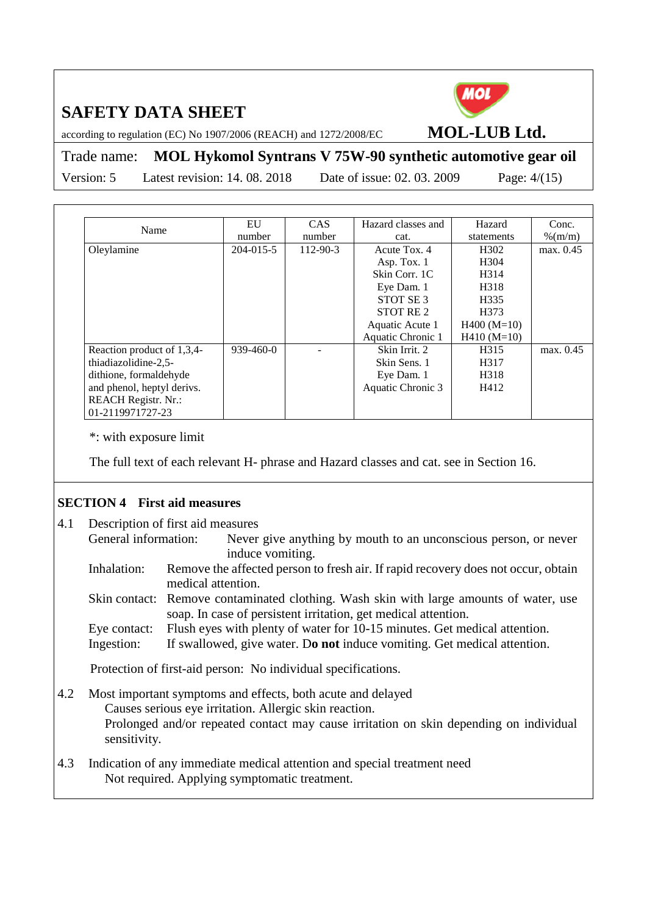| Name | EU number | CAS number | Hazard classes and cat. | Hazard statements | Conc. %(m/m) |
|---|---|---|---|---|---|
| Oleylamine | 204-015-5 | 112-90-3 | Acute Tox. 4<br>Asp. Tox. 1<br>Skin Corr. 1C<br>Eye Dam. 1<br>STOT SE 3<br>STOT RE 2<br>Aquatic Acute 1<br>Aquatic Chronic 1 | H302<br>H304<br>H314<br>H318<br>H335<br>H373<br>H400 (M=10)<br>H410 (M=10) | max. 0.45 |
| Reaction product of 1,3,4-thiadiazolidine-2,5-dithione, formaldehyde and phenol, heptyl derivs.<br>REACH Registr. Nr.: 01-2119971727-23 | 939-460-0 | - | Skin Irrit. 2<br>Skin Sens. 1<br>Eye Dam. 1<br>Aquatic Chronic 3 | H315<br>H317<br>H318<br>H412 | max. 0.45 |

*: with exposure limit

The full text of each relevant H- phrase and Hazard classes and cat. see in Section 16.

## SECTION 4 First aid measures

4.1 Description of first aid measures

General information: Never give anything by mouth to an unconscious person, or never induce vomiting.

Inhalation: Remove the affected person to fresh air. If rapid recovery does not occur, obtain medical attention.

Skin contact: Remove contaminated clothing. Wash skin with large amounts of water, use soap. In case of persistent irritation, get medical attention.

Eye contact: Flush eyes with plenty of water for 10-15 minutes. Get medical attention.

Ingestion: If swallowed, give water. D**o not** induce vomiting. Get medical attention.

Protection of first-aid person: No individual specifications.

4.2 Most important symptoms and effects, both acute and delayed

Causes serious eye irritation. Allergic skin reaction.

Prolonged and/or repeated contact may cause irritation on skin depending on individual sensitivity.

4.3 Indication of any immediate medical attention and special treatment need

Not required. Applying symptomatic treatment.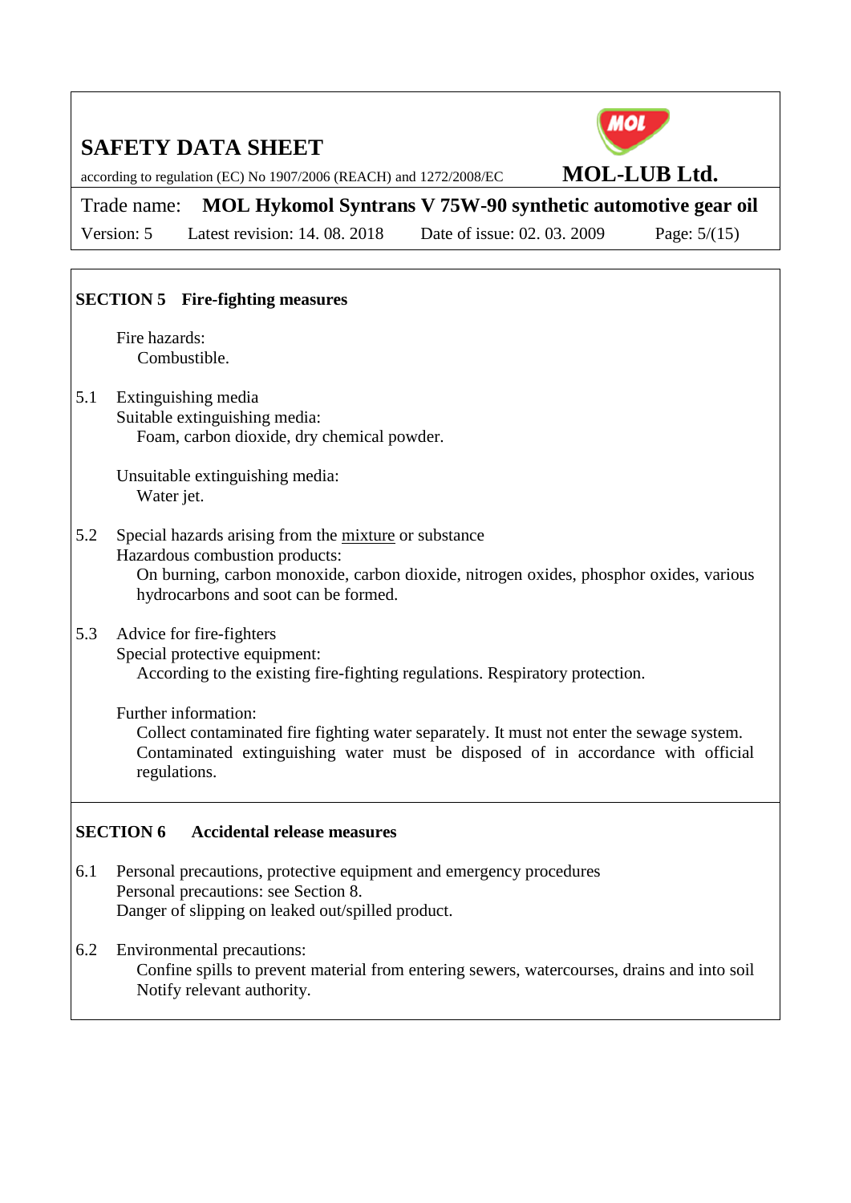## SECTION 5 Fire-fighting measures

Fire hazards:
Combustible.

5.1 Extinguishing media

Suitable extinguishing media:
Foam, carbon dioxide, dry chemical powder.

Unsuitable extinguishing media:
Water jet.

5.2 Special hazards arising from the mixture or substance

Hazardous combustion products:
On burning, carbon monoxide, carbon dioxide, nitrogen oxides, phosphor oxides, various hydrocarbons and soot can be formed.

5.3 Advice for fire-fighters

Special protective equipment:
According to the existing fire-fighting regulations. Respiratory protection.

Further information:
Collect contaminated fire fighting water separately. It must not enter the sewage system. Contaminated extinguishing water must be disposed of in accordance with official regulations.

## SECTION 6 Accidental release measures

6.1 Personal precautions, protective equipment and emergency procedures

Personal precautions: see Section 8.
Danger of slipping on leaked out/spilled product.

6.2 Environmental precautions:

Confine spills to prevent material from entering sewers, watercourses, drains and into soil
Notify relevant authority.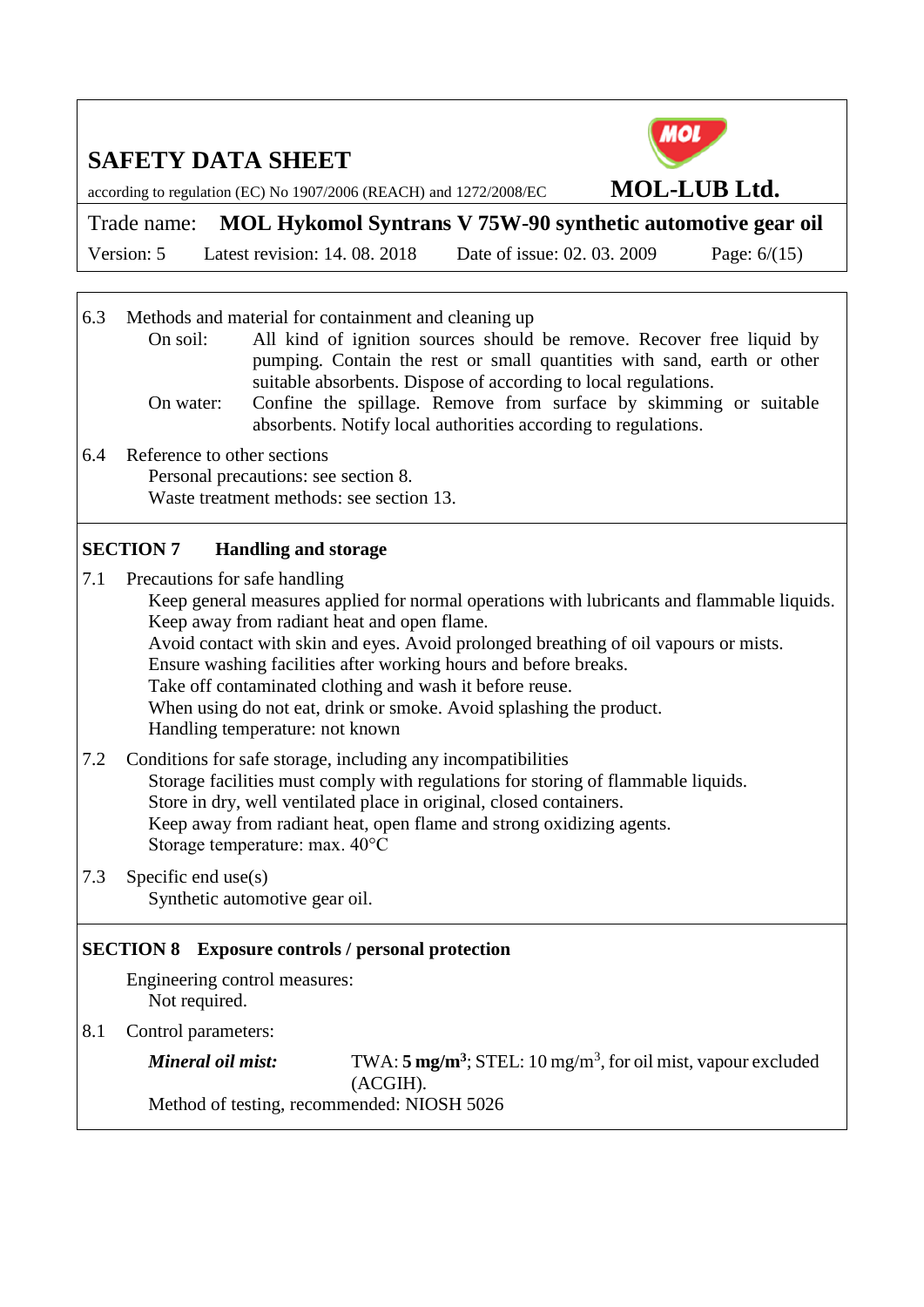6.3 Methods and material for containment and cleaning up

On soil: All kind of ignition sources should be remove. Recover free liquid by pumping. Contain the rest or small quantities with sand, earth or other suitable absorbents. Dispose of according to local regulations.

On water: Confine the spillage. Remove from surface by skimming or suitable absorbents. Notify local authorities according to regulations.

6.4 Reference to other sections

Personal precautions: see section 8.
Waste treatment methods: see section 13.

## SECTION 7 Handling and storage

7.1 Precautions for safe handling

Keep general measures applied for normal operations with lubricants and flammable liquids.
Keep away from radiant heat and open flame.
Avoid contact with skin and eyes. Avoid prolonged breathing of oil vapours or mists.
Ensure washing facilities after working hours and before breaks.
Take off contaminated clothing and wash it before reuse.
When using do not eat, drink or smoke. Avoid splashing the product.
Handling temperature: not known

7.2 Conditions for safe storage, including any incompatibilities

Storage facilities must comply with regulations for storing of flammable liquids.
Store in dry, well ventilated place in original, closed containers.
Keep away from radiant heat, open flame and strong oxidizing agents.
Storage temperature: max. 40°C

7.3 Specific end use(s)

Synthetic automotive gear oil.

## SECTION 8 Exposure controls / personal protection

Engineering control measures:
Not required.

8.1 Control parameters:

***Mineral oil mist:*** TWA: **5 mg/m$^3$**; STEL: 10 mg/m$^3$, for oil mist, vapour excluded (ACGIH).

Method of testing, recommended: NIOSH 5026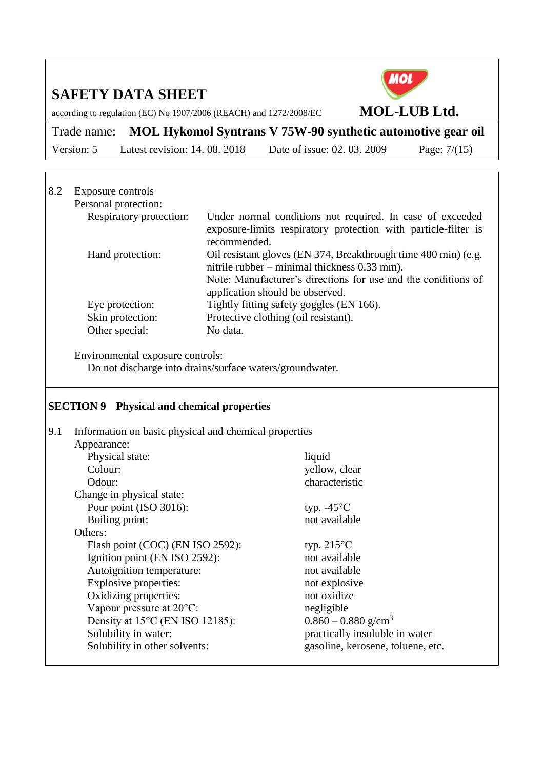8.2 Exposure controls

Personal protection:

| | |
|---|---|
| Respiratory protection: | Under normal conditions not required. In case of exceeded exposure-limits respiratory protection with particle-filter is recommended. |
| Hand protection: | Oil resistant gloves (EN 374, Breakthrough time 480 min) (e.g. nitrile rubber – minimal thickness 0.33 mm). Note: Manufacturer's directions for use and the conditions of application should be observed. |
| Eye protection: | Tightly fitting safety goggles (EN 166). |
| Skin protection: | Protective clothing (oil resistant). |
| Other special: | No data. |

Environmental exposure controls:

Do not discharge into drains/surface waters/groundwater.

## SECTION 9 Physical and chemical properties

9.1 Information on basic physical and chemical properties

| | |
|---|---|
| **Appearance:** | |
| Physical state: | liquid |
| Colour: | yellow, clear |
| Odour: | characteristic |
| **Change in physical state:** | |
| Pour point (ISO 3016): | typ. -45°C |
| Boiling point: | not available |
| **Others:** | |
| Flash point (COC) (EN ISO 2592): | typ. 215°C |
| Ignition point (EN ISO 2592): | not available |
| Autoignition temperature: | not available |
| Explosive properties: | not explosive |
| Oxidizing properties: | not oxidize |
| Vapour pressure at 20°C: | negligible |
| Density at 15°C (EN ISO 12185): | 0.860 – 0.880 g/cm$^3$ |
| Solubility in water: | practically insoluble in water |
| Solubility in other solvents: | gasoline, kerosene, toluene, etc. |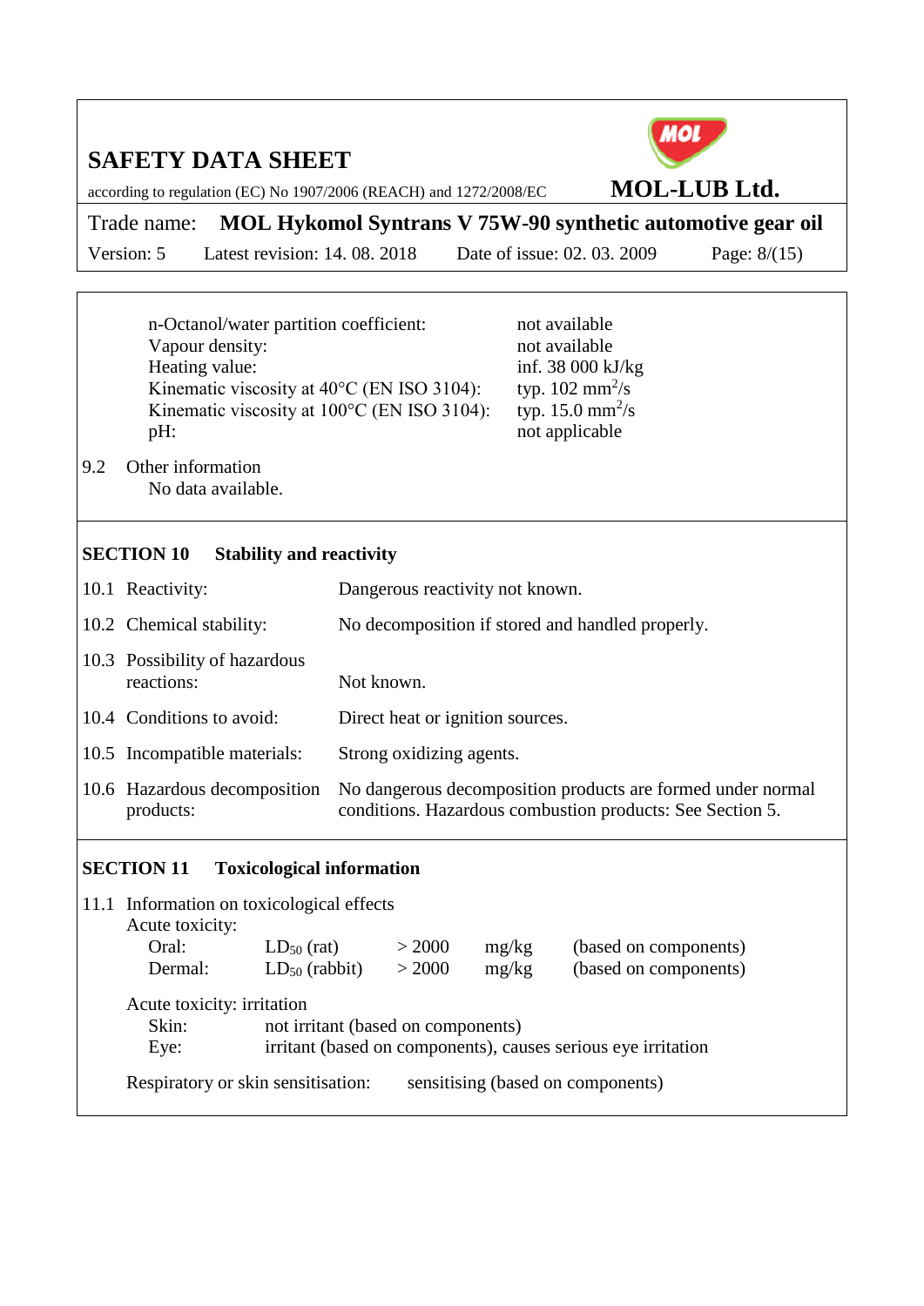| | |
|---|---|
| n-Octanol/water partition coefficient: | not available |
| Vapour density: | not available |
| Heating value: | inf. 38 000 kJ/kg |
| Kinematic viscosity at 40°C (EN ISO 3104): | typ. 102 $mm^2/s$ |
| Kinematic viscosity at 100°C (EN ISO 3104): | typ. 15.0 $mm^2/s$ |
| pH: | not applicable |

9.2 Other information

No data available.

## SECTION 10 Stability and reactivity

| | |
|---|---|
| 10.1 Reactivity: | Dangerous reactivity not known. |
| 10.2 Chemical stability: | No decomposition if stored and handled properly. |
| 10.3 Possibility of hazardous reactions: | Not known. |
| 10.4 Conditions to avoid: | Direct heat or ignition sources. |
| 10.5 Incompatible materials: | Strong oxidizing agents. |
| 10.6 Hazardous decomposition products: | No dangerous decomposition products are formed under normal conditions. Hazardous combustion products: See Section 5. |

## SECTION 11 Toxicological information

11.1 Information on toxicological effects

Acute toxicity:

| | | | | |
|---|---|---|---|---|
| Oral: | $LD_{50}$ (rat) | > 2000 | mg/kg | (based on components) |
| Dermal: | $LD_{50}$ (rabbit) | > 2000 | mg/kg | (based on components) |

Acute toxicity: irritation

Skin: not irritant (based on components)

Eye: irritant (based on components), causes serious eye irritation

Respiratory or skin sensitisation: sensitising (based on components)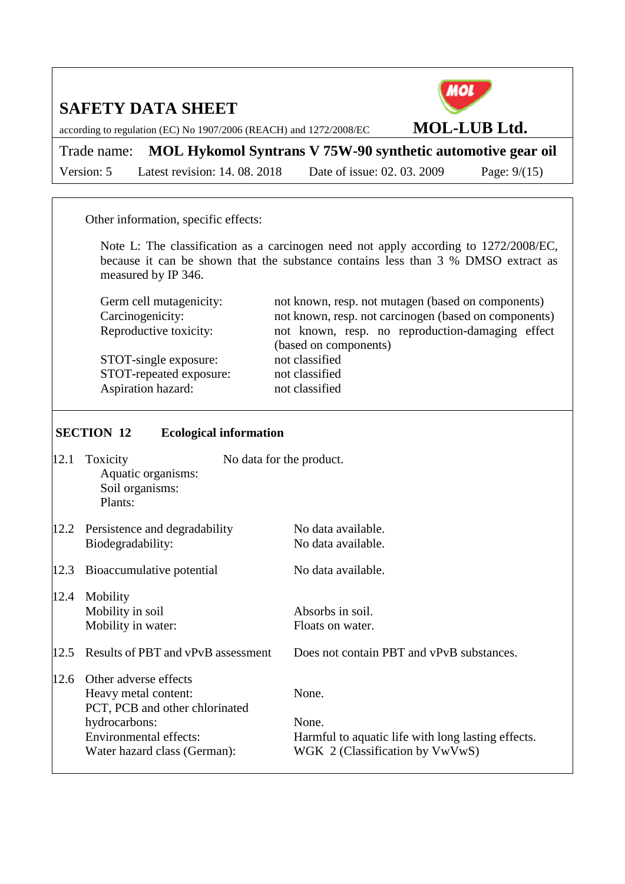Other information, specific effects:

Note L: The classification as a carcinogen need not apply according to 1272/2008/EC, because it can be shown that the substance contains less than 3 % DMSO extract as measured by IP 346.

| | |
|---|---|
| Germ cell mutagenicity: | not known, resp. not mutagen (based on components) |
| Carcinogenicity: | not known, resp. not carcinogen (based on components) |
| Reproductive toxicity: | not known, resp. no reproduction-damaging effect (based on components) |
| STOT-single exposure: | not classified |
| STOT-repeated exposure: | not classified |
| Aspiration hazard: | not classified |

## SECTION 12 Ecological information

**12.1 Toxicity** — No data for the product.

- Aquatic organisms:
- Soil organisms:
- Plants:

**12.2 Persistence and degradability** — No data available.

- Biodegradability: No data available.

**12.3 Bioaccumulative potential** — No data available.

**12.4 Mobility**

- Mobility in soil: Absorbs in soil.
- Mobility in water: Floats on water.

**12.5 Results of PBT and vPvB assessment** — Does not contain PBT and vPvB substances.

**12.6 Other adverse effects**

- Heavy metal content: None.
- PCT, PCB and other chlorinated hydrocarbons: None.
- Environmental effects: Harmful to aquatic life with long lasting effects.
- Water hazard class (German): WGK 2 (Classification by VwVwS)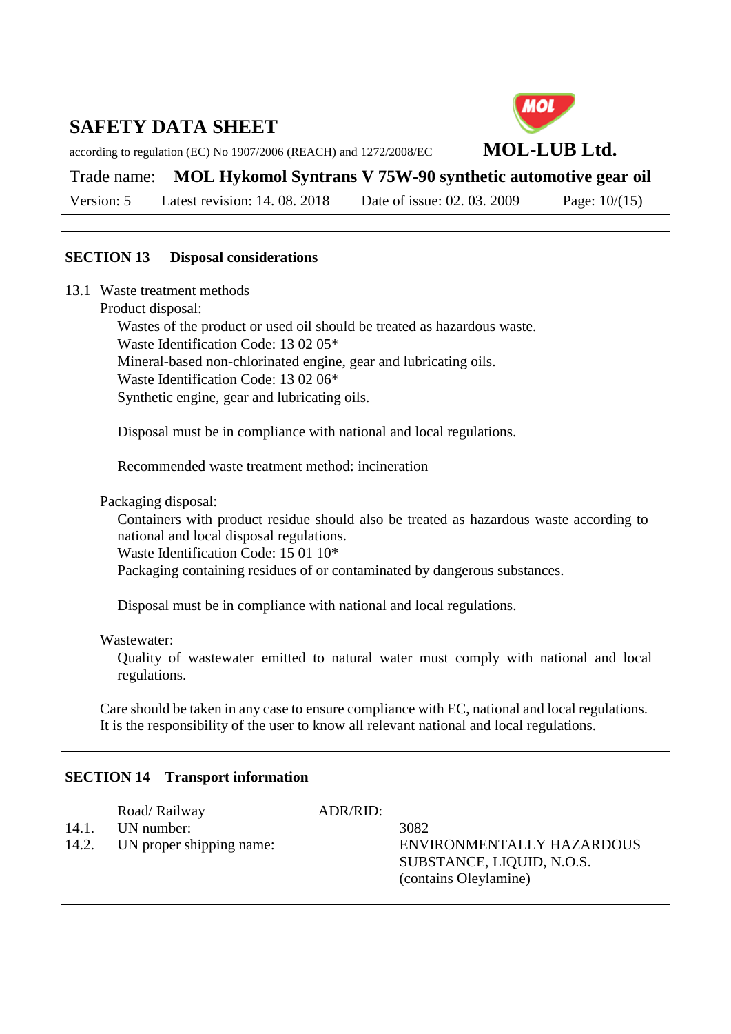## SECTION 13 Disposal considerations

13.1 Waste treatment methods

Product disposal:

Wastes of the product or used oil should be treated as hazardous waste.
Waste Identification Code: 13 02 05*
Mineral-based non-chlorinated engine, gear and lubricating oils.
Waste Identification Code: 13 02 06*
Synthetic engine, gear and lubricating oils.

Disposal must be in compliance with national and local regulations.

Recommended waste treatment method: incineration

Packaging disposal:

Containers with product residue should also be treated as hazardous waste according to national and local disposal regulations.
Waste Identification Code: 15 01 10*
Packaging containing residues of or contaminated by dangerous substances.

Disposal must be in compliance with national and local regulations.

Wastewater:

Quality of wastewater emitted to natural water must comply with national and local regulations.

Care should be taken in any case to ensure compliance with EC, national and local regulations. It is the responsibility of the user to know all relevant national and local regulations.

## SECTION 14 Transport information

| | Road/ Railway | ADR/RID: | |
|---|---|---|---|
| 14.1. | UN number: | | 3082 |
| 14.2. | UN proper shipping name: | | ENVIRONMENTALLY HAZARDOUS SUBSTANCE, LIQUID, N.O.S. (contains Oleylamine) |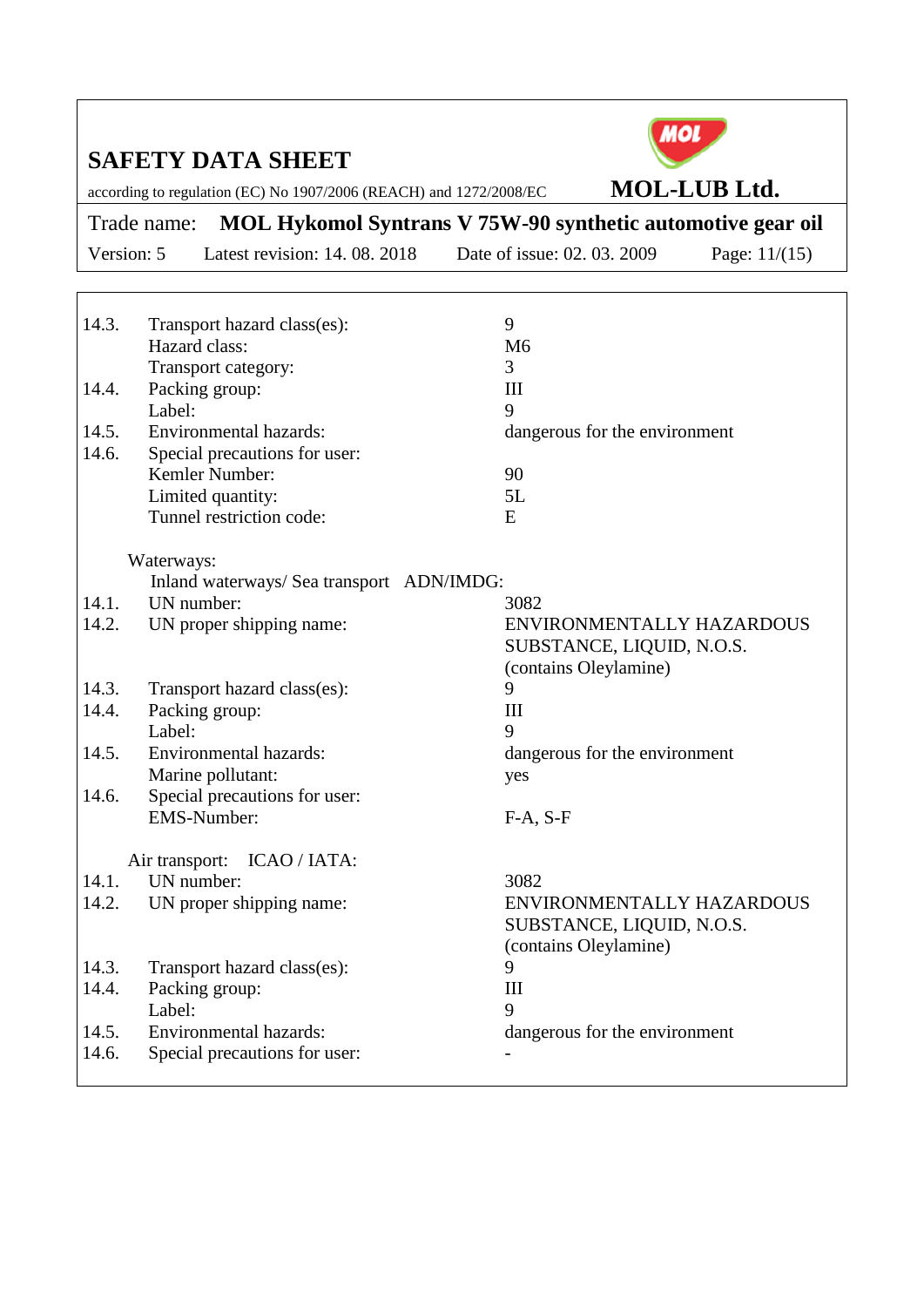| | | |
|---|---|---|
| 14.3. | Transport hazard class(es): | 9 |
| | Hazard class: | M6 |
| | Transport category: | 3 |
| 14.4. | Packing group: | III |
| | Label: | 9 |
| 14.5. | Environmental hazards: | dangerous for the environment |
| 14.6. | Special precautions for user: | |
| | Kemler Number: | 90 |
| | Limited quantity: | 5L |
| | Tunnel restriction code: | E |

Waterways:

Inland waterways/ Sea transport ADN/IMDG:

| | | |
|---|---|---|
| 14.1. | UN number: | 3082 |
| 14.2. | UN proper shipping name: | ENVIRONMENTALLY HAZARDOUS SUBSTANCE, LIQUID, N.O.S. (contains Oleylamine) |
| 14.3. | Transport hazard class(es): | 9 |
| 14.4. | Packing group: | III |
| | Label: | 9 |
| 14.5. | Environmental hazards: | dangerous for the environment |
| | Marine pollutant: | yes |
| 14.6. | Special precautions for user: | |
| | EMS-Number: | F-A, S-F |

Air transport: ICAO / IATA:

| | | |
|---|---|---|
| 14.1. | UN number: | 3082 |
| 14.2. | UN proper shipping name: | ENVIRONMENTALLY HAZARDOUS SUBSTANCE, LIQUID, N.O.S. (contains Oleylamine) |
| 14.3. | Transport hazard class(es): | 9 |
| 14.4. | Packing group: | III |
| | Label: | 9 |
| 14.5. | Environmental hazards: | dangerous for the environment |
| 14.6. | Special precautions for user: | - |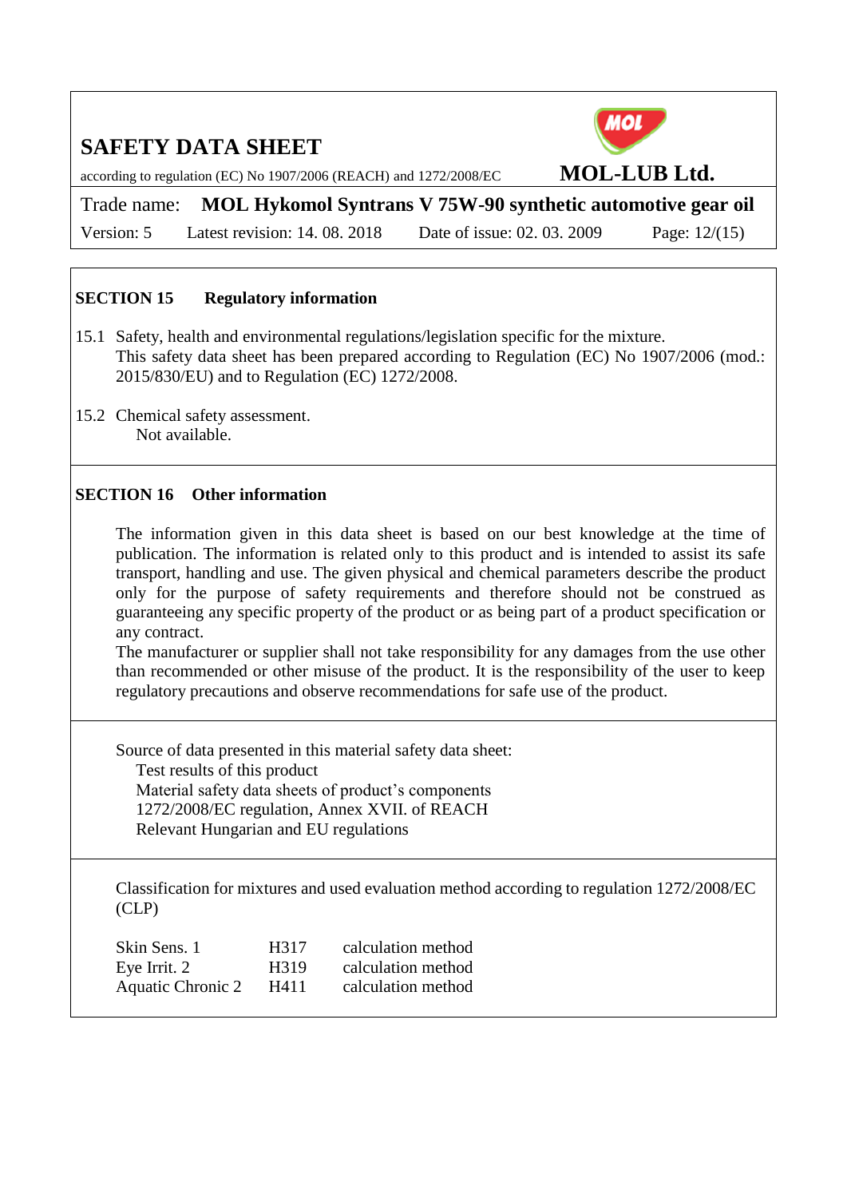## SECTION 15 Regulatory information

15.1 Safety, health and environmental regulations/legislation specific for the mixture.
This safety data sheet has been prepared according to Regulation (EC) No 1907/2006 (mod.: 2015/830/EU) and to Regulation (EC) 1272/2008.

15.2 Chemical safety assessment.
Not available.

## SECTION 16 Other information

The information given in this data sheet is based on our best knowledge at the time of publication. The information is related only to this product and is intended to assist its safe transport, handling and use. The given physical and chemical parameters describe the product only for the purpose of safety requirements and therefore should not be construed as guaranteeing any specific property of the product or as being part of a product specification or any contract.
The manufacturer or supplier shall not take responsibility for any damages from the use other than recommended or other misuse of the product. It is the responsibility of the user to keep regulatory precautions and observe recommendations for safe use of the product.

Source of data presented in this material safety data sheet:
- Test results of this product
- Material safety data sheets of product's components
- 1272/2008/EC regulation, Annex XVII. of REACH
- Relevant Hungarian and EU regulations

Classification for mixtures and used evaluation method according to regulation 1272/2008/EC (CLP)

| | | |
|---|---|---|
| Skin Sens. 1 | H317 | calculation method |
| Eye Irrit. 2 | H319 | calculation method |
| Aquatic Chronic 2 | H411 | calculation method |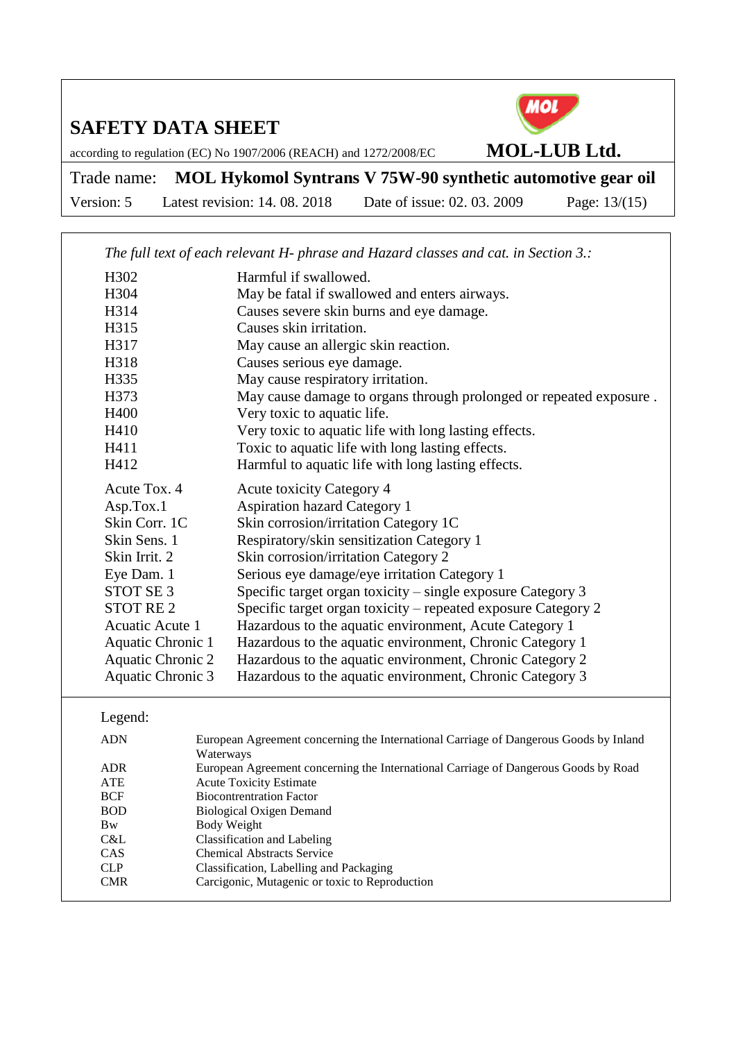*The full text of each relevant H- phrase and Hazard classes and cat. in Section 3.:*

| | |
|---|---|
| H302 | Harmful if swallowed. |
| H304 | May be fatal if swallowed and enters airways. |
| H314 | Causes severe skin burns and eye damage. |
| H315 | Causes skin irritation. |
| H317 | May cause an allergic skin reaction. |
| H318 | Causes serious eye damage. |
| H335 | May cause respiratory irritation. |
| H373 | May cause damage to organs through prolonged or repeated exposure . |
| H400 | Very toxic to aquatic life. |
| H410 | Very toxic to aquatic life with long lasting effects. |
| H411 | Toxic to aquatic life with long lasting effects. |
| H412 | Harmful to aquatic life with long lasting effects. |
| Acute Tox. 4 | Acute toxicity Category 4 |
| Asp.Tox.1 | Aspiration hazard Category 1 |
| Skin Corr. 1C | Skin corrosion/irritation Category 1C |
| Skin Sens. 1 | Respiratory/skin sensitization Category 1 |
| Skin Irrit. 2 | Skin corrosion/irritation Category 2 |
| Eye Dam. 1 | Serious eye damage/eye irritation Category 1 |
| STOT SE 3 | Specific target organ toxicity – single exposure Category 3 |
| STOT RE 2 | Specific target organ toxicity – repeated exposure Category 2 |
| Acuatic Acute 1 | Hazardous to the aquatic environment, Acute Category 1 |
| Aquatic Chronic 1 | Hazardous to the aquatic environment, Chronic Category 1 |
| Aquatic Chronic 2 | Hazardous to the aquatic environment, Chronic Category 2 |
| Aquatic Chronic 3 | Hazardous to the aquatic environment, Chronic Category 3 |

Legend:

| | |
|---|---|
| ADN | European Agreement concerning the International Carriage of Dangerous Goods by Inland Waterways |
| ADR | European Agreement concerning the International Carriage of Dangerous Goods by Road |
| ATE | Acute Toxicity Estimate |
| BCF | Biocontrentration Factor |
| BOD | Biological Oxigen Demand |
| Bw | Body Weight |
| C&L | Classification and Labeling |
| CAS | Chemical Abstracts Service |
| CLP | Classification, Labelling and Packaging |
| CMR | Carcigonic, Mutagenic or toxic to Reproduction |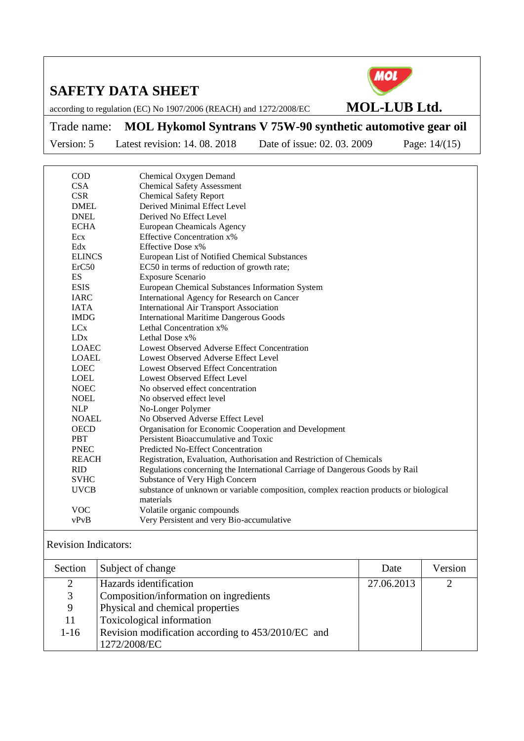| | |
|---|---|
| COD | Chemical Oxygen Demand |
| CSA | Chemical Safety Assessment |
| CSR | Chemical Safety Report |
| DMEL | Derived Minimal Effect Level |
| DNEL | Derived No Effect Level |
| ECHA | European Cheamicals Agency |
| Ecx | Effective Concentration x% |
| Edx | Effective Dose x% |
| ELINCS | European List of Notified Chemical Substances |
| ErC50 | EC50 in terms of reduction of growth rate; |
| ES | Exposure Scenario |
| ESIS | European Chemical Substances Information System |
| IARC | International Agency for Research on Cancer |
| IATA | International Air Transport Association |
| IMDG | International Maritime Dangerous Goods |
| LCx | Lethal Concentration x% |
| LDx | Lethal Dose x% |
| LOAEC | Lowest Observed Adverse Effect Concentration |
| LOAEL | Lowest Observed Adverse Effect Level |
| LOEC | Lowest Observed Effect Concentration |
| LOEL | Lowest Observed Effect Level |
| NOEC | No observed effect concentration |
| NOEL | No observed effect level |
| NLP | No-Longer Polymer |
| NOAEL | No Observed Adverse Effect Level |
| OECD | Organisation for Economic Cooperation and Development |
| PBT | Persistent Bioaccumulative and Toxic |
| PNEC | Predicted No-Effect Concentration |
| REACH | Registration, Evaluation, Authorisation and Restriction of Chemicals |
| RID | Regulations concerning the International Carriage of Dangerous Goods by Rail |
| SVHC | Substance of Very High Concern |
| UVCB | substance of unknown or variable composition, complex reaction products or biological materials |
| VOC | Volatile organic compounds |
| vPvB | Very Persistent and very Bio-accumulative |

Revision Indicators:

| Section | Subject of change | Date | Version |
|---|---|---|---|
| 2 | Hazards identification | 27.06.2013 | 2 |
| 3 | Composition/information on ingredients | | |
| 9 | Physical and chemical properties | | |
| 11 | Toxicological information | | |
| 1-16 | Revision modification according to 453/2010/EC and 1272/2008/EC | | |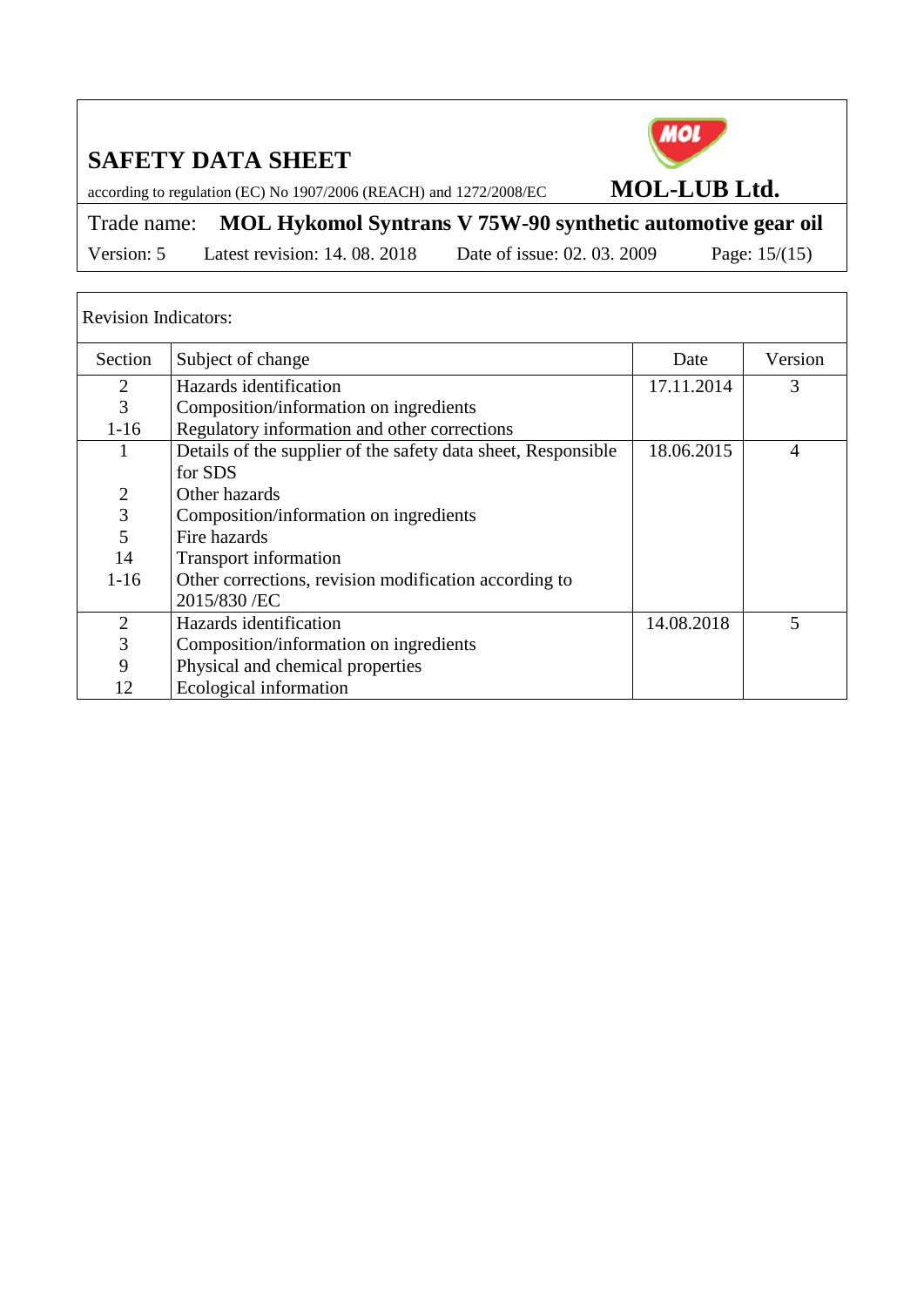Revision Indicators:

| Section | Subject of change | Date | Version |
|---|---|---|---|
| 2<br>3<br>1-16 | Hazards identification<br>Composition/information on ingredients<br>Regulatory information and other corrections | 17.11.2014 | 3 |
| 1<br><br>2<br>3<br>5<br>14<br>1-16 | Details of the supplier of the safety data sheet, Responsible for SDS<br>Other hazards<br>Composition/information on ingredients<br>Fire hazards<br>Transport information<br>Other corrections, revision modification according to 2015/830 /EC | 18.06.2015 | 4 |
| 2<br>3<br>9<br>12 | Hazards identification<br>Composition/information on ingredients<br>Physical and chemical properties<br>Ecological information | 14.08.2018 | 5 |